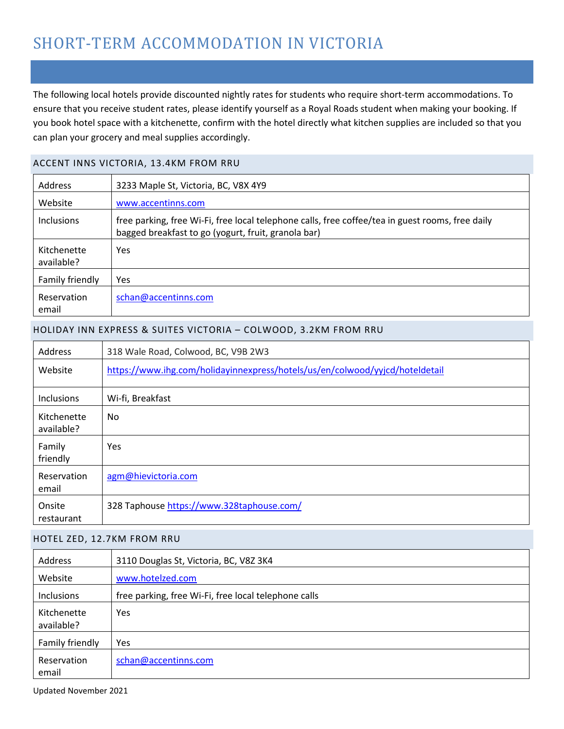# SHORT-TERM ACCOMMODATION IN VICTORIA

The following local hotels provide discounted nightly rates for students who require short-term accommodations. To ensure that you receive student rates, please identify yourself as a Royal Roads student when making your booking. If you book hotel space with a kitchenette, confirm with the hotel directly what kitchen supplies are included so that you can plan your grocery and meal supplies accordingly.

## ACCENT INNS VICTORIA, 13.4KM FROM RRU

| | |
|---|---|
| Address | 3233 Maple St, Victoria, BC, V8X 4Y9 |
| Website | www.accentinns.com |
| Inclusions | free parking, free Wi-Fi, free local telephone calls, free coffee/tea in guest rooms, free daily bagged breakfast to go (yogurt, fruit, granola bar) |
| Kitchenette available? | Yes |
| Family friendly | Yes |
| Reservation email | schan@accentinns.com |

## HOLIDAY INN EXPRESS & SUITES VICTORIA – COLWOOD, 3.2KM FROM RRU

| | |
|---|---|
| Address | 318 Wale Road, Colwood, BC, V9B 2W3 |
| Website | https://www.ihg.com/holidayinnexpress/hotels/us/en/colwood/yyjcd/hoteldetail |
| Inclusions | Wi-fi, Breakfast |
| Kitchenette available? | No |
| Family friendly | Yes |
| Reservation email | agm@hievictoria.com |
| Onsite restaurant | 328 Taphouse https://www.328taphouse.com/ |

## HOTEL ZED, 12.7KM FROM RRU

| | |
|---|---|
| Address | 3110 Douglas St, Victoria, BC, V8Z 3K4 |
| Website | www.hotelzed.com |
| Inclusions | free parking, free Wi-Fi, free local telephone calls |
| Kitchenette available? | Yes |
| Family friendly | Yes |
| Reservation email | schan@accentinns.com |

Updated November 2021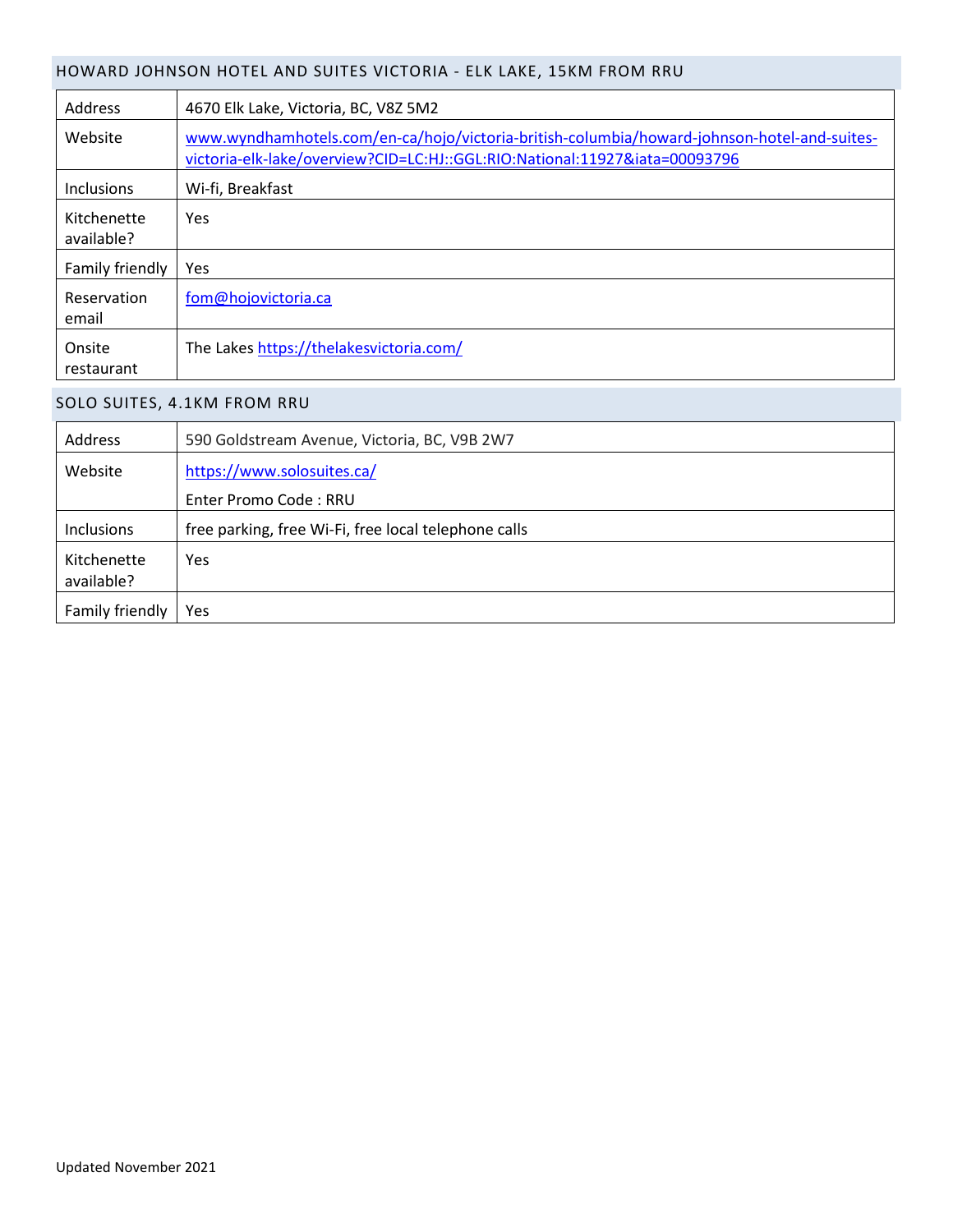## HOWARD JOHNSON HOTEL AND SUITES VICTORIA - ELK LAKE, 15KM FROM RRU

| | |
|---|---|
| Address | 4670 Elk Lake, Victoria, BC, V8Z 5M2 |
| Website | www.wyndhamhotels.com/en-ca/hojo/victoria-british-columbia/howard-johnson-hotel-and-suites-victoria-elk-lake/overview?CID=LC:HJ::GGL:RIO:National:11927&iata=00093796 |
| Inclusions | Wi-fi, Breakfast |
| Kitchenette available? | Yes |
| Family friendly | Yes |
| Reservation email | fom@hojovictoria.ca |
| Onsite restaurant | The Lakes https://thelakesvictoria.com/ |

## SOLO SUITES, 4.1KM FROM RRU

| | |
|---|---|
| Address | 590 Goldstream Avenue, Victoria, BC, V9B 2W7 |
| Website | https://www.solosuites.ca/<br>Enter Promo Code : RRU |
| Inclusions | free parking, free Wi-Fi, free local telephone calls |
| Kitchenette available? | Yes |
| Family friendly | Yes |

Updated November 2021